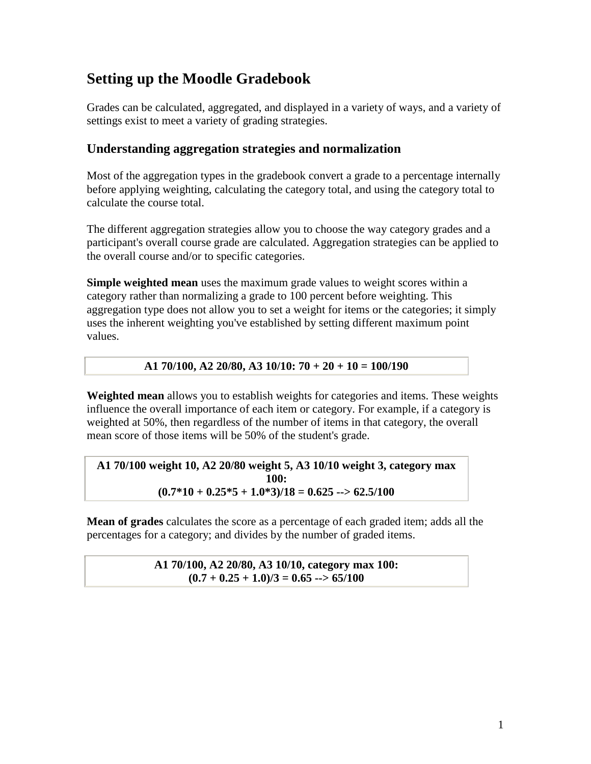# Setting up the Moodle Gradebook

Grades can be calculated, aggregated, and displayed in a variety of ways, and a variety of settings exist to meet a variety of grading strategies.

## Understanding aggregation strategies and normalization

Most of the aggregation types in the gradebook convert a grade to a percentage internally before applying weighting, calculating the category total, and using the category total to calculate the course total.

The different aggregation strategies allow you to choose the way category grades and a participant's overall course grade are calculated. Aggregation strategies can be applied to the overall course and/or to specific categories.

**Simple weighted mean** uses the maximum grade values to weight scores within a category rather than normalizing a grade to 100 percent before weighting. This aggregation type does not allow you to set a weight for items or the categories; it simply uses the inherent weighting you've established by setting different maximum point values.

| **A1 70/100, A2 20/80, A3 10/10: 70 + 20 + 10 = 100/190** |
|---|

**Weighted mean** allows you to establish weights for categories and items. These weights influence the overall importance of each item or category. For example, if a category is weighted at 50%, then regardless of the number of items in that category, the overall mean score of those items will be 50% of the student's grade.

| **A1 70/100 weight 10, A2 20/80 weight 5, A3 10/10 weight 3, category max 100:** **(0.7*10 + 0.25*5 + 1.0*3)/18 = 0.625 --> 62.5/100** |
|---|

**Mean of grades** calculates the score as a percentage of each graded item; adds all the percentages for a category; and divides by the number of graded items.

| **A1 70/100, A2 20/80, A3 10/10, category max 100:** **(0.7 + 0.25 + 1.0)/3 = 0.65 --> 65/100** |
|---|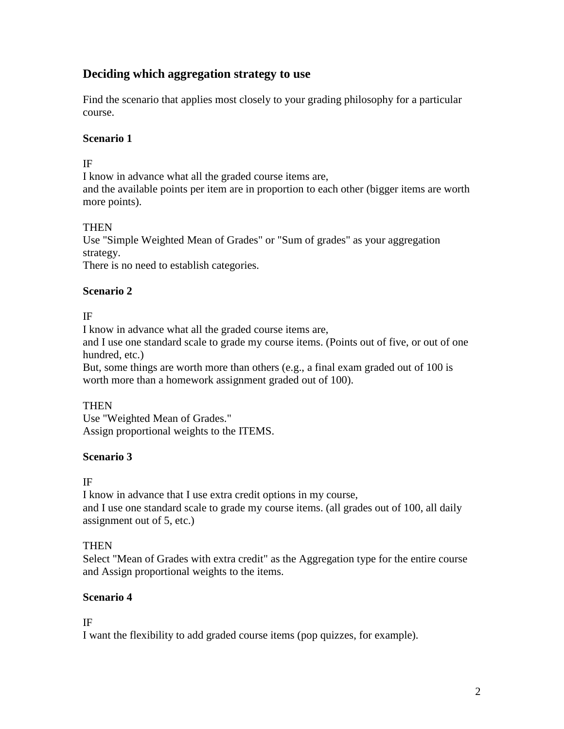## Deciding which aggregation strategy to use

Find the scenario that applies most closely to your grading philosophy for a particular course.

### Scenario 1

IF
I know in advance what all the graded course items are,
and the available points per item are in proportion to each other (bigger items are worth more points).

THEN
Use "Simple Weighted Mean of Grades" or "Sum of grades" as your aggregation strategy.
There is no need to establish categories.

### Scenario 2

IF
I know in advance what all the graded course items are,
and I use one standard scale to grade my course items. (Points out of five, or out of one hundred, etc.)
But, some things are worth more than others (e.g., a final exam graded out of 100 is worth more than a homework assignment graded out of 100).

THEN
Use "Weighted Mean of Grades."
Assign proportional weights to the ITEMS.

### Scenario 3

IF
I know in advance that I use extra credit options in my course,
and I use one standard scale to grade my course items. (all grades out of 100, all daily assignment out of 5, etc.)

THEN
Select "Mean of Grades with extra credit" as the Aggregation type for the entire course and Assign proportional weights to the items.

### Scenario 4

IF
I want the flexibility to add graded course items (pop quizzes, for example).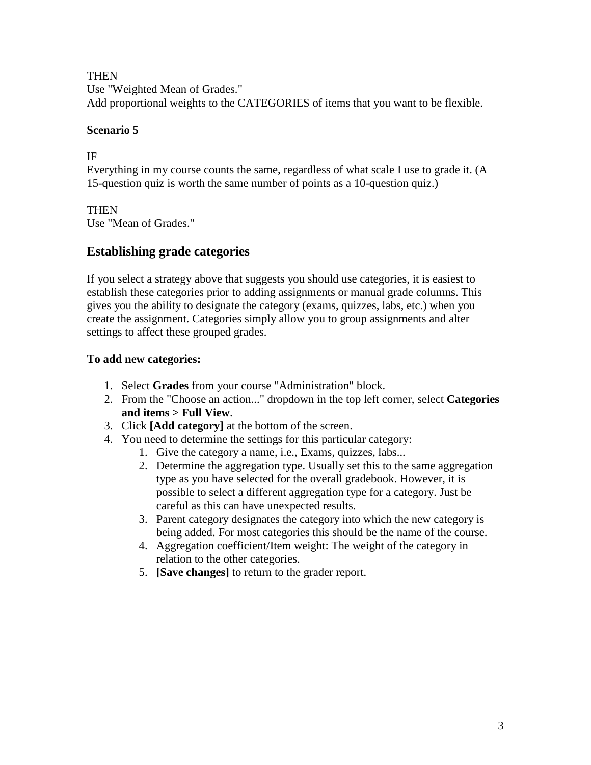THEN
Use "Weighted Mean of Grades."
Add proportional weights to the CATEGORIES of items that you want to be flexible.

**Scenario 5**

IF
Everything in my course counts the same, regardless of what scale I use to grade it. (A 15-question quiz is worth the same number of points as a 10-question quiz.)

THEN
Use "Mean of Grades."

## Establishing grade categories

If you select a strategy above that suggests you should use categories, it is easiest to establish these categories prior to adding assignments or manual grade columns. This gives you the ability to designate the category (exams, quizzes, labs, etc.) when you create the assignment. Categories simply allow you to group assignments and alter settings to affect these grouped grades.

**To add new categories:**

1. Select **Grades** from your course "Administration" block.
2. From the "Choose an action..." dropdown in the top left corner, select **Categories and items > Full View**.
3. Click **[Add category]** at the bottom of the screen.
4. You need to determine the settings for this particular category:
    1. Give the category a name, i.e., Exams, quizzes, labs...
    2. Determine the aggregation type. Usually set this to the same aggregation type as you have selected for the overall gradebook. However, it is possible to select a different aggregation type for a category. Just be careful as this can have unexpected results.
    3. Parent category designates the category into which the new category is being added. For most categories this should be the name of the course.
    4. Aggregation coefficient/Item weight: The weight of the category in relation to the other categories.
    5. **[Save changes]** to return to the grader report.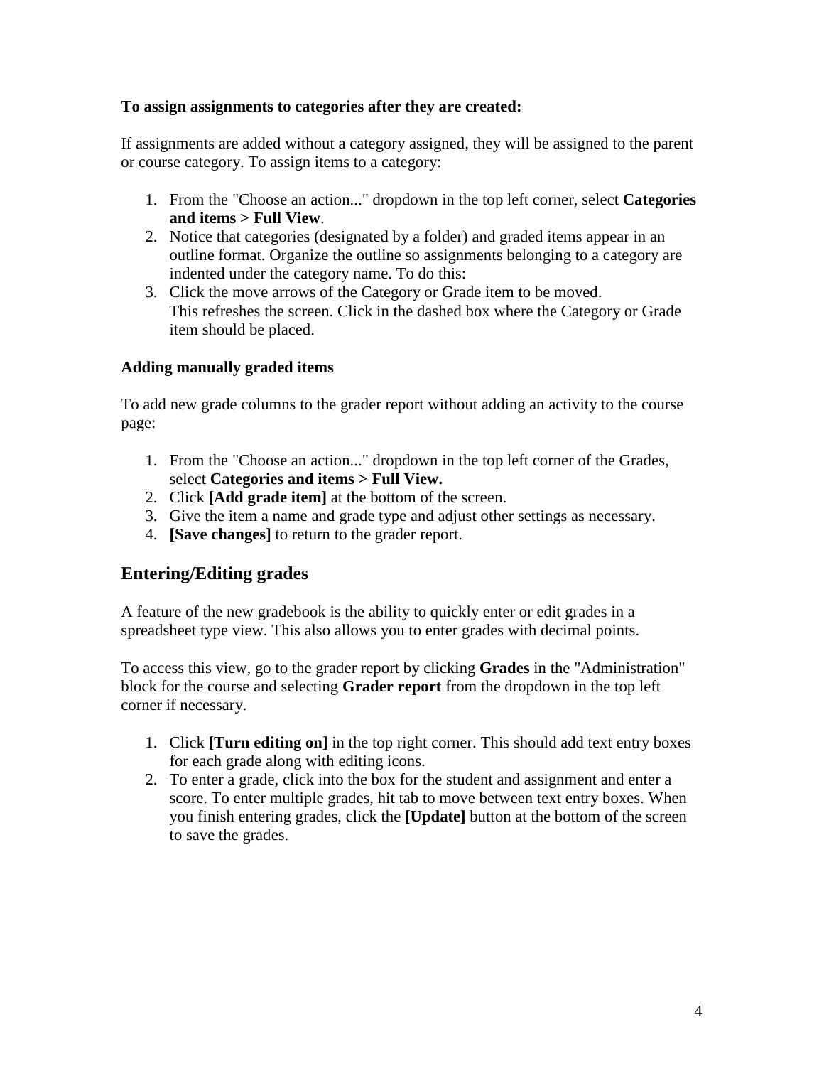**To assign assignments to categories after they are created:**

If assignments are added without a category assigned, they will be assigned to the parent or course category. To assign items to a category:

1. From the "Choose an action..." dropdown in the top left corner, select **Categories and items > Full View**.
2. Notice that categories (designated by a folder) and graded items appear in an outline format. Organize the outline so assignments belonging to a category are indented under the category name. To do this:
3. Click the move arrows of the Category or Grade item to be moved.
   This refreshes the screen. Click in the dashed box where the Category or Grade item should be placed.

**Adding manually graded items**

To add new grade columns to the grader report without adding an activity to the course page:

1. From the "Choose an action..." dropdown in the top left corner of the Grades, select **Categories and items > Full View.**
2. Click **[Add grade item]** at the bottom of the screen.
3. Give the item a name and grade type and adjust other settings as necessary.
4. **[Save changes]** to return to the grader report.

## Entering/Editing grades

A feature of the new gradebook is the ability to quickly enter or edit grades in a spreadsheet type view. This also allows you to enter grades with decimal points.

To access this view, go to the grader report by clicking **Grades** in the "Administration" block for the course and selecting **Grader report** from the dropdown in the top left corner if necessary.

1. Click **[Turn editing on]** in the top right corner. This should add text entry boxes for each grade along with editing icons.
2. To enter a grade, click into the box for the student and assignment and enter a score. To enter multiple grades, hit tab to move between text entry boxes. When you finish entering grades, click the **[Update]** button at the bottom of the screen to save the grades.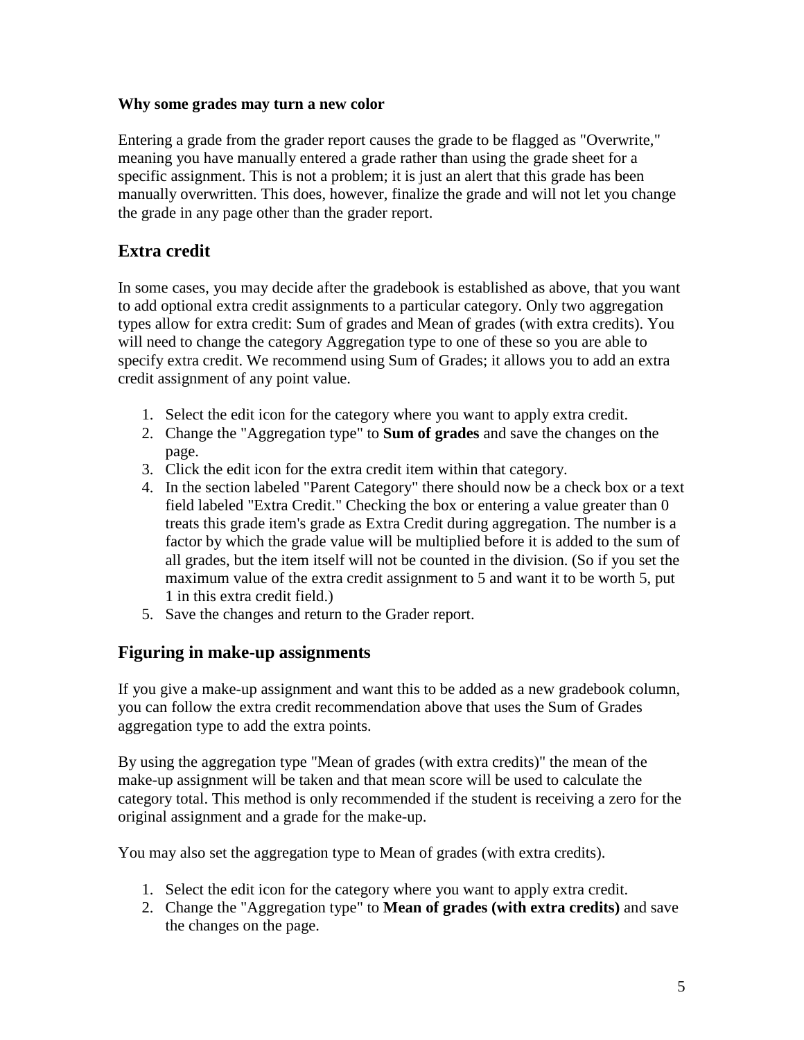**Why some grades may turn a new color**

Entering a grade from the grader report causes the grade to be flagged as "Overwrite," meaning you have manually entered a grade rather than using the grade sheet for a specific assignment. This is not a problem; it is just an alert that this grade has been manually overwritten. This does, however, finalize the grade and will not let you change the grade in any page other than the grader report.

## Extra credit

In some cases, you may decide after the gradebook is established as above, that you want to add optional extra credit assignments to a particular category. Only two aggregation types allow for extra credit: Sum of grades and Mean of grades (with extra credits). You will need to change the category Aggregation type to one of these so you are able to specify extra credit. We recommend using Sum of Grades; it allows you to add an extra credit assignment of any point value.

1. Select the edit icon for the category where you want to apply extra credit.
2. Change the "Aggregation type" to **Sum of grades** and save the changes on the page.
3. Click the edit icon for the extra credit item within that category.
4. In the section labeled "Parent Category" there should now be a check box or a text field labeled "Extra Credit." Checking the box or entering a value greater than 0 treats this grade item's grade as Extra Credit during aggregation. The number is a factor by which the grade value will be multiplied before it is added to the sum of all grades, but the item itself will not be counted in the division. (So if you set the maximum value of the extra credit assignment to 5 and want it to be worth 5, put 1 in this extra credit field.)
5. Save the changes and return to the Grader report.

## Figuring in make-up assignments

If you give a make-up assignment and want this to be added as a new gradebook column, you can follow the extra credit recommendation above that uses the Sum of Grades aggregation type to add the extra points.

By using the aggregation type "Mean of grades (with extra credits)" the mean of the make-up assignment will be taken and that mean score will be used to calculate the category total. This method is only recommended if the student is receiving a zero for the original assignment and a grade for the make-up.

You may also set the aggregation type to Mean of grades (with extra credits).

1. Select the edit icon for the category where you want to apply extra credit.
2. Change the "Aggregation type" to **Mean of grades (with extra credits)** and save the changes on the page.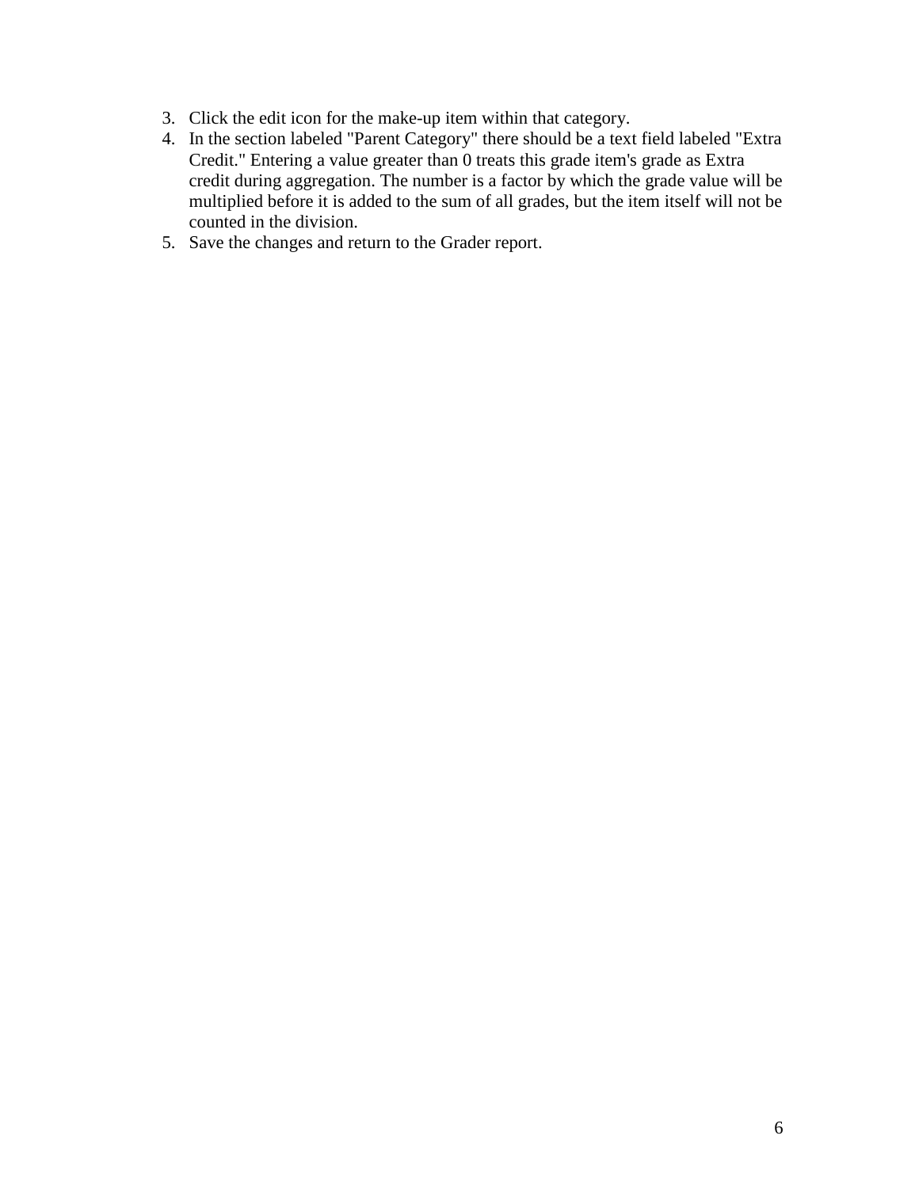3. Click the edit icon for the make-up item within that category.
4. In the section labeled "Parent Category" there should be a text field labeled "Extra Credit." Entering a value greater than 0 treats this grade item's grade as Extra credit during aggregation. The number is a factor by which the grade value will be multiplied before it is added to the sum of all grades, but the item itself will not be counted in the division.
5. Save the changes and return to the Grader report.